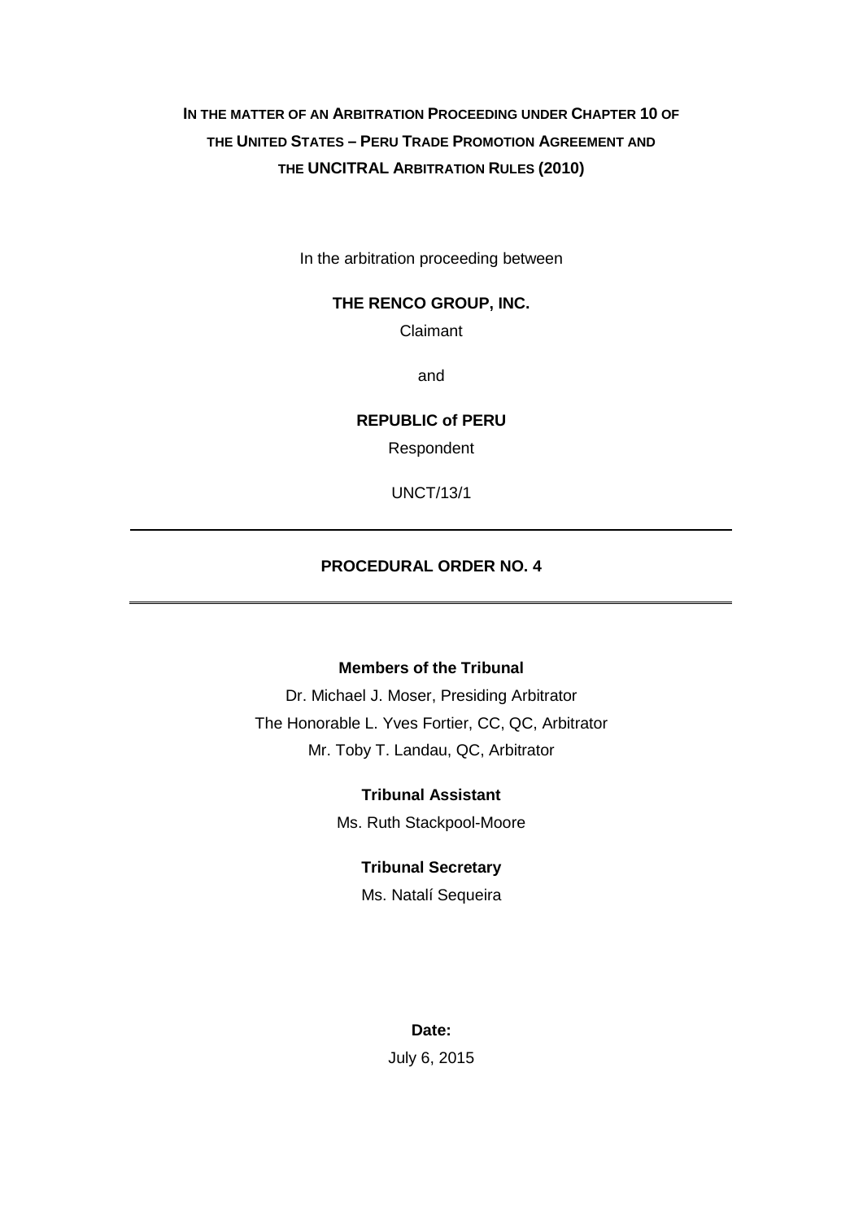**IN THE MATTER OF AN ARBITRATION PROCEEDING UNDER CHAPTER 10 OF THE UNITED STATES – PERU TRADE PROMOTION AGREEMENT AND THE UNCITRAL ARBITRATION RULES (2010)**

In the arbitration proceeding between

**THE RENCO GROUP, INC.**

Claimant

and

**REPUBLIC of PERU**

Respondent

UNCT/13/1

---

# PROCEDURAL ORDER NO. 4

---

**Members of the Tribunal**

Dr. Michael J. Moser, Presiding Arbitrator

The Honorable L. Yves Fortier, CC, QC, Arbitrator

Mr. Toby T. Landau, QC, Arbitrator

**Tribunal Assistant**

Ms. Ruth Stackpool-Moore

**Tribunal Secretary**

Ms. Natalí Sequeira

**Date:**

July 6, 2015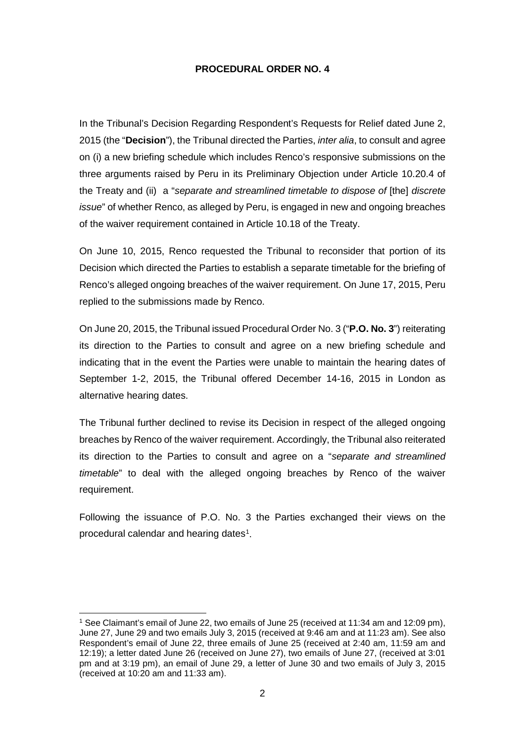**PROCEDURAL ORDER NO. 4**

In the Tribunal's Decision Regarding Respondent's Requests for Relief dated June 2, 2015 (the "**Decision**"), the Tribunal directed the Parties, *inter alia*, to consult and agree on (i) a new briefing schedule which includes Renco's responsive submissions on the three arguments raised by Peru in its Preliminary Objection under Article 10.20.4 of the Treaty and (ii) a "*separate and streamlined timetable to dispose of* [the] *discrete issue*" of whether Renco, as alleged by Peru, is engaged in new and ongoing breaches of the waiver requirement contained in Article 10.18 of the Treaty.

On June 10, 2015, Renco requested the Tribunal to reconsider that portion of its Decision which directed the Parties to establish a separate timetable for the briefing of Renco's alleged ongoing breaches of the waiver requirement. On June 17, 2015, Peru replied to the submissions made by Renco.

On June 20, 2015, the Tribunal issued Procedural Order No. 3 ("**P.O. No. 3**") reiterating its direction to the Parties to consult and agree on a new briefing schedule and indicating that in the event the Parties were unable to maintain the hearing dates of September 1-2, 2015, the Tribunal offered December 14-16, 2015 in London as alternative hearing dates.

The Tribunal further declined to revise its Decision in respect of the alleged ongoing breaches by Renco of the waiver requirement. Accordingly, the Tribunal also reiterated its direction to the Parties to consult and agree on a "*separate and streamlined timetable*" to deal with the alleged ongoing breaches by Renco of the waiver requirement.

Following the issuance of P.O. No. 3 the Parties exchanged their views on the procedural calendar and hearing dates[1].

[1] See Claimant's email of June 22, two emails of June 25 (received at 11:34 am and 12:09 pm), June 27, June 29 and two emails July 3, 2015 (received at 9:46 am and at 11:23 am). See also Respondent's email of June 22, three emails of June 25 (received at 2:40 am, 11:59 am and 12:19); a letter dated June 26 (received on June 27), two emails of June 27, (received at 3:01 pm and at 3:19 pm), an email of June 29, a letter of June 30 and two emails of July 3, 2015 (received at 10:20 am and 11:33 am).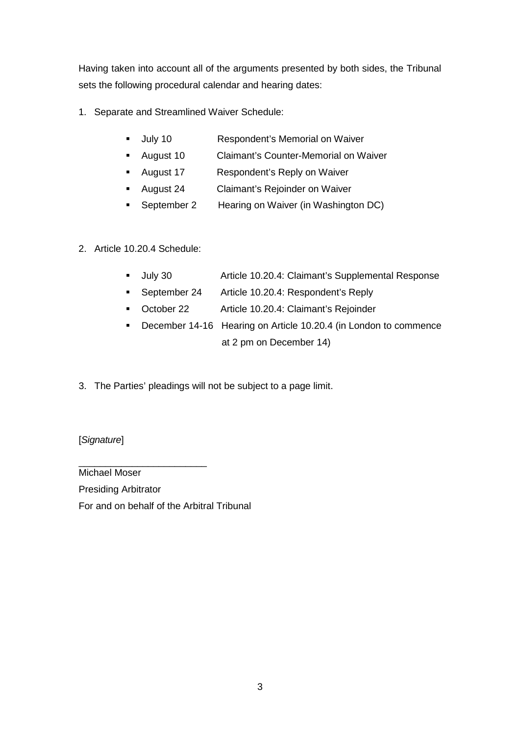Having taken into account all of the arguments presented by both sides, the Tribunal sets the following procedural calendar and hearing dates:

1. Separate and Streamlined Waiver Schedule:

   - July 10 Respondent's Memorial on Waiver
   - August 10 Claimant's Counter-Memorial on Waiver
   - August 17 Respondent's Reply on Waiver
   - August 24 Claimant's Rejoinder on Waiver
   - September 2 Hearing on Waiver (in Washington DC)

2. Article 10.20.4 Schedule:

   - July 30 Article 10.20.4: Claimant's Supplemental Response
   - September 24 Article 10.20.4: Respondent's Reply
   - October 22 Article 10.20.4: Claimant's Rejoinder
   - December 14-16 Hearing on Article 10.20.4 (in London to commence at 2 pm on December 14)

3. The Parties' pleadings will not be subject to a page limit.

[*Signature*]

\_\_\_\_\_\_\_\_\_\_\_\_\_\_\_\_\_\_\_\_\_\_\_\_

Michael Moser

Presiding Arbitrator

For and on behalf of the Arbitral Tribunal